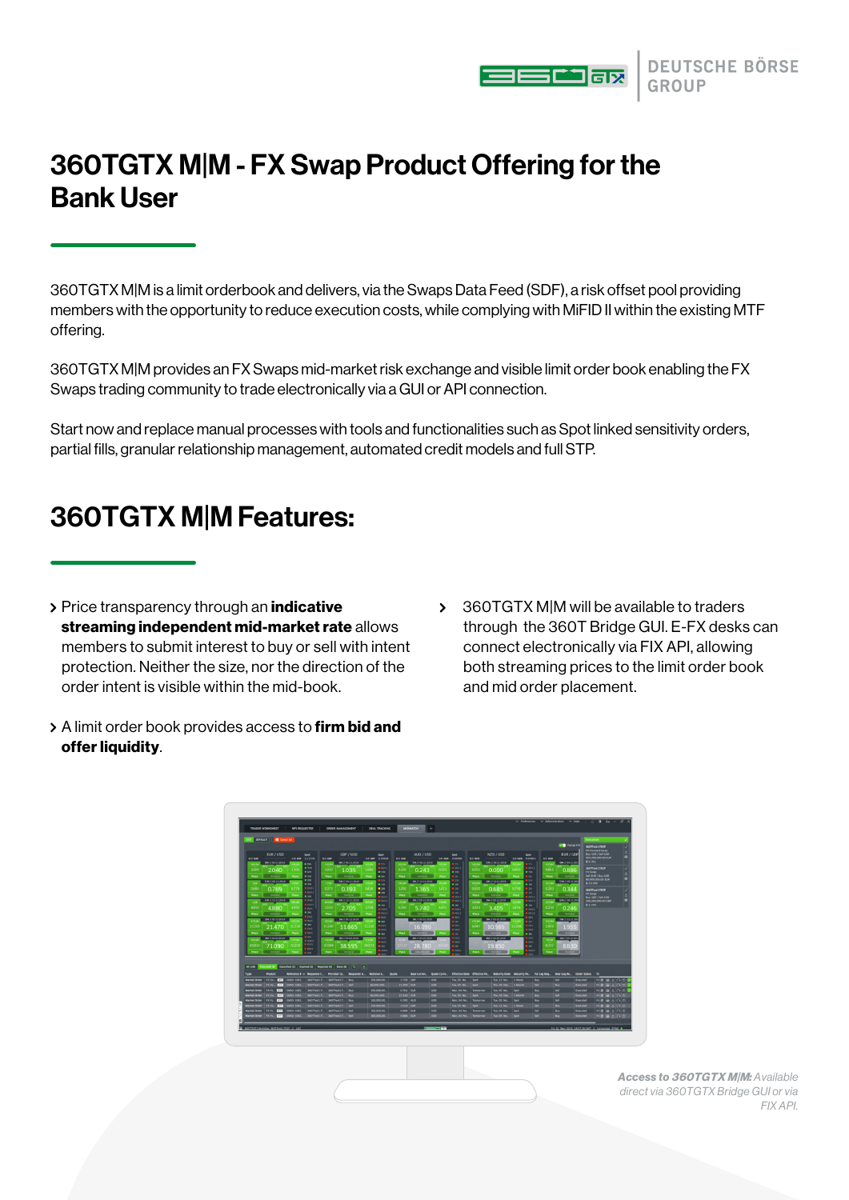# 360TGTX M|M - FX Swap Product Offering for the Bank User

360TGTX M|M is a limit orderbook and delivers, via the Swaps Data Feed (SDF), a risk offset pool providing members with the opportunity to reduce execution costs, while complying with MiFID II within the existing MTF offering.

360TGTX M|M provides an FX Swaps mid-market risk exchange and visible limit order book enabling the FX Swaps trading community to trade electronically via a GUI or API connection.

Start now and replace manual processes with tools and functionalities such as Spot linked sensitivity orders, partial fills, granular relationship management, automated credit models and full STP.

# 360TGTX M|M Features:

- Price transparency through an **indicative streaming independent mid-market rate** allows members to submit interest to buy or sell with intent protection. Neither the size, nor the direction of the order intent is visible within the mid-book.
- A limit order book provides access to **firm bid and offer liquidity**.
- 360TGTX M|M will be available to traders through the 360T Bridge GUI. E-FX desks can connect electronically via FIX API, allowing both streaming prices to the limit order book and mid order placement.

***Access to 360TGTX M|M:*** *Available direct via 360TGTX Bridge GUI or via FIX API.*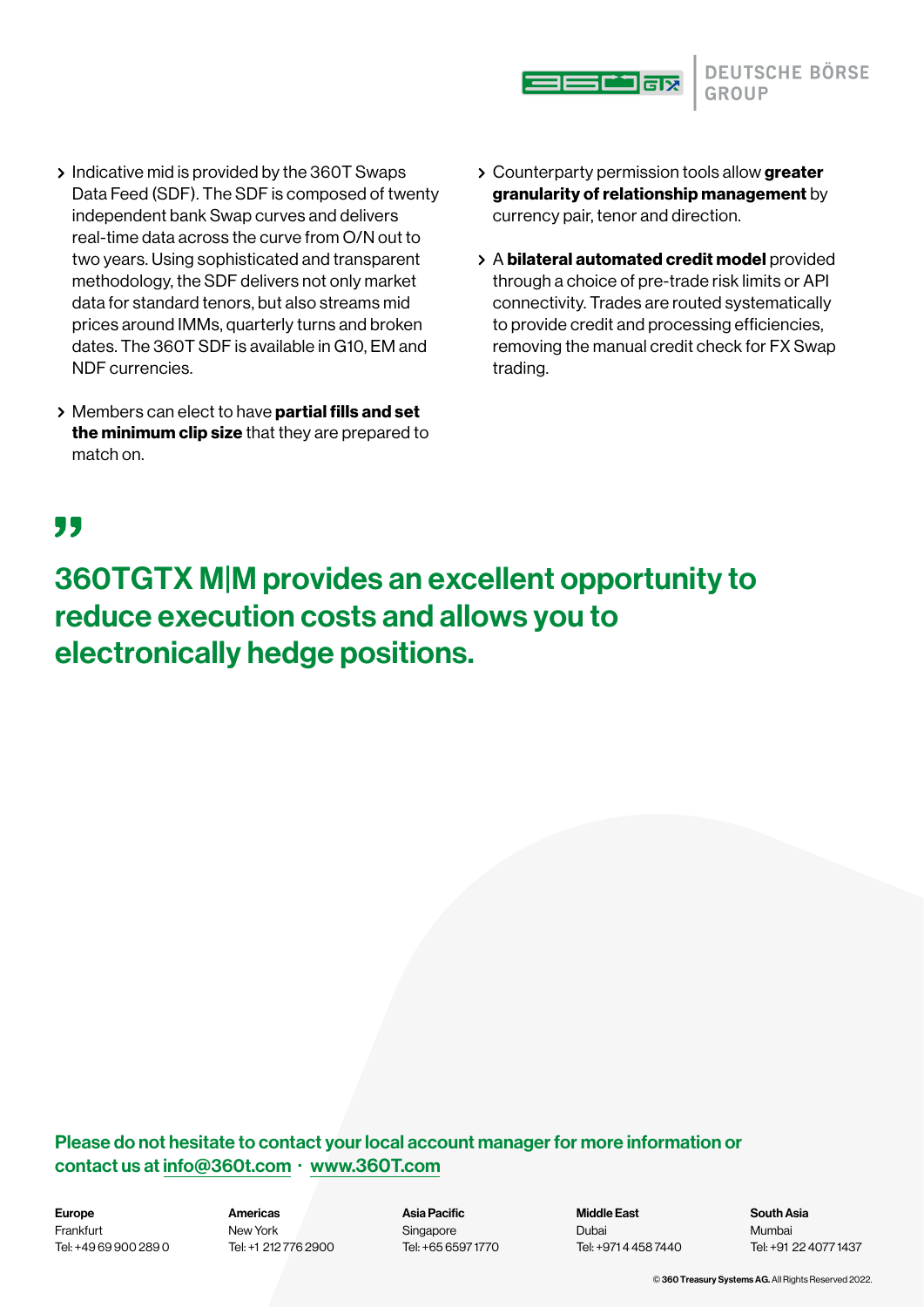- Indicative mid is provided by the 360T Swaps Data Feed (SDF). The SDF is composed of twenty independent bank Swap curves and delivers real-time data across the curve from O/N out to two years. Using sophisticated and transparent methodology, the SDF delivers not only market data for standard tenors, but also streams mid prices around IMMs, quarterly turns and broken dates. The 360T SDF is available in G10, EM and NDF currencies.
- Members can elect to have **partial fills and set the minimum clip size** that they are prepared to match on.
- Counterparty permission tools allow **greater granularity of relationship management** by currency pair, tenor and direction.
- A **bilateral automated credit model** provided through a choice of pre-trade risk limits or API connectivity. Trades are routed systematically to provide credit and processing efficiencies, removing the manual credit check for FX Swap trading.

> **360TGTX M|M provides an excellent opportunity to reduce execution costs and allows you to electronically hedge positions.**

**Please do not hesitate to contact your local account manager for more information or contact us at info@360t.com · www.360T.com**

**Europe**
Frankfurt
Tel: +49 69 900 289 0

**Americas**
New York
Tel: +1 212 776 2900

**Asia Pacific**
Singapore
Tel: +65 6597 1770

**Middle East**
Dubai
Tel: +971 4 458 7440

**South Asia**
Mumbai
Tel: +91 22 4077 1437

© **360 Treasury Systems AG.** All Rights Reserved 2022.